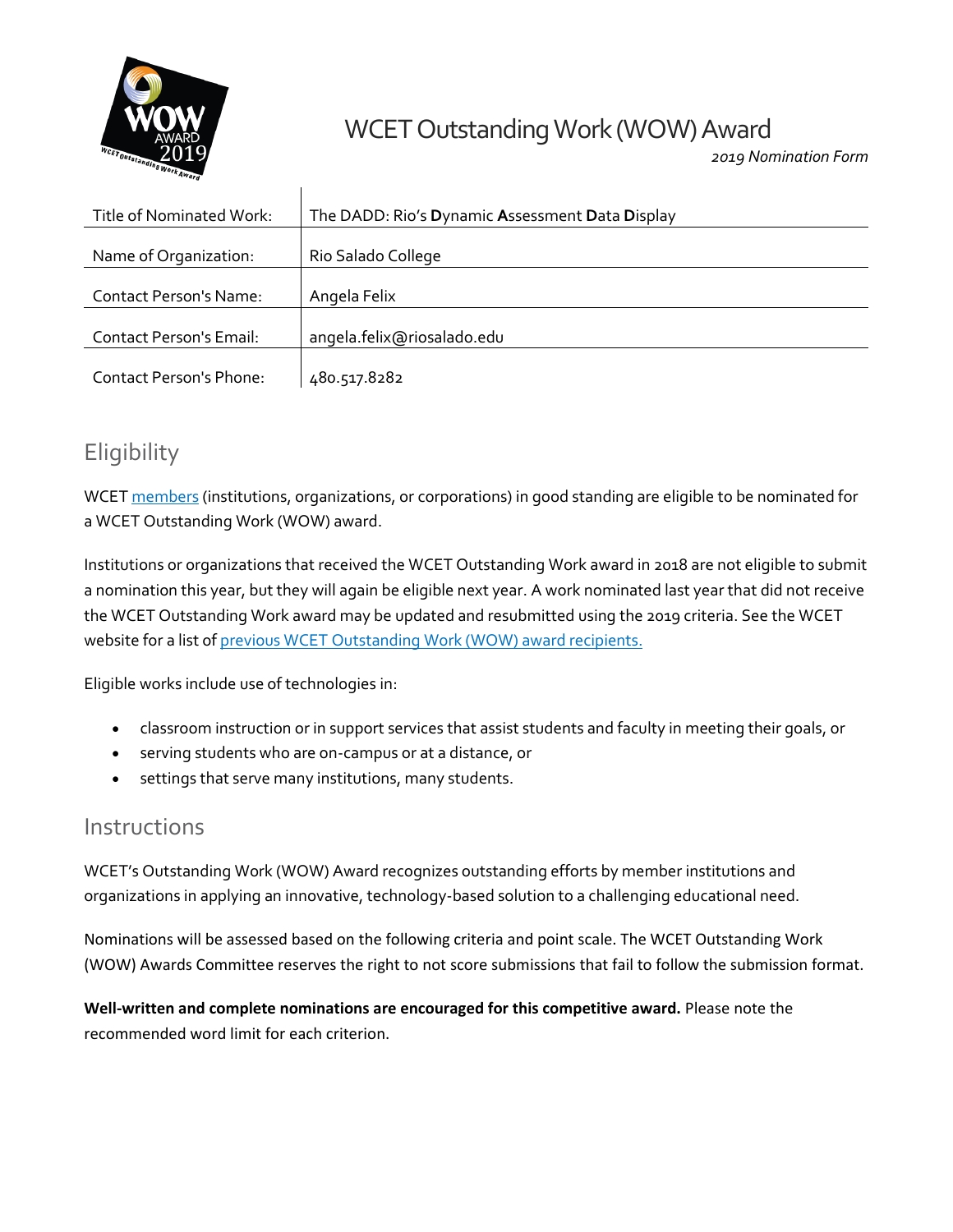# WCET Outstanding Work (WOW) Award

*2019 Nomination Form*

| | |
|---|---|
| Title of Nominated Work: | The DADD: Rio's **D**ynamic **A**ssessment **D**ata **D**isplay |
| Name of Organization: | Rio Salado College |
| Contact Person's Name: | Angela Felix |
| Contact Person's Email: | angela.felix@riosalado.edu |
| Contact Person's Phone: | 480.517.8282 |

## Eligibility

WCET members (institutions, organizations, or corporations) in good standing are eligible to be nominated for a WCET Outstanding Work (WOW) award.

Institutions or organizations that received the WCET Outstanding Work award in 2018 are not eligible to submit a nomination this year, but they will again be eligible next year. A work nominated last year that did not receive the WCET Outstanding Work award may be updated and resubmitted using the 2019 criteria. See the WCET website for a list of previous WCET Outstanding Work (WOW) award recipients.

Eligible works include use of technologies in:

- classroom instruction or in support services that assist students and faculty in meeting their goals, or
- serving students who are on-campus or at a distance, or
- settings that serve many institutions, many students.

## Instructions

WCET's Outstanding Work (WOW) Award recognizes outstanding efforts by member institutions and organizations in applying an innovative, technology-based solution to a challenging educational need.

Nominations will be assessed based on the following criteria and point scale. The WCET Outstanding Work (WOW) Awards Committee reserves the right to not score submissions that fail to follow the submission format.

**Well-written and complete nominations are encouraged for this competitive award.** Please note the recommended word limit for each criterion.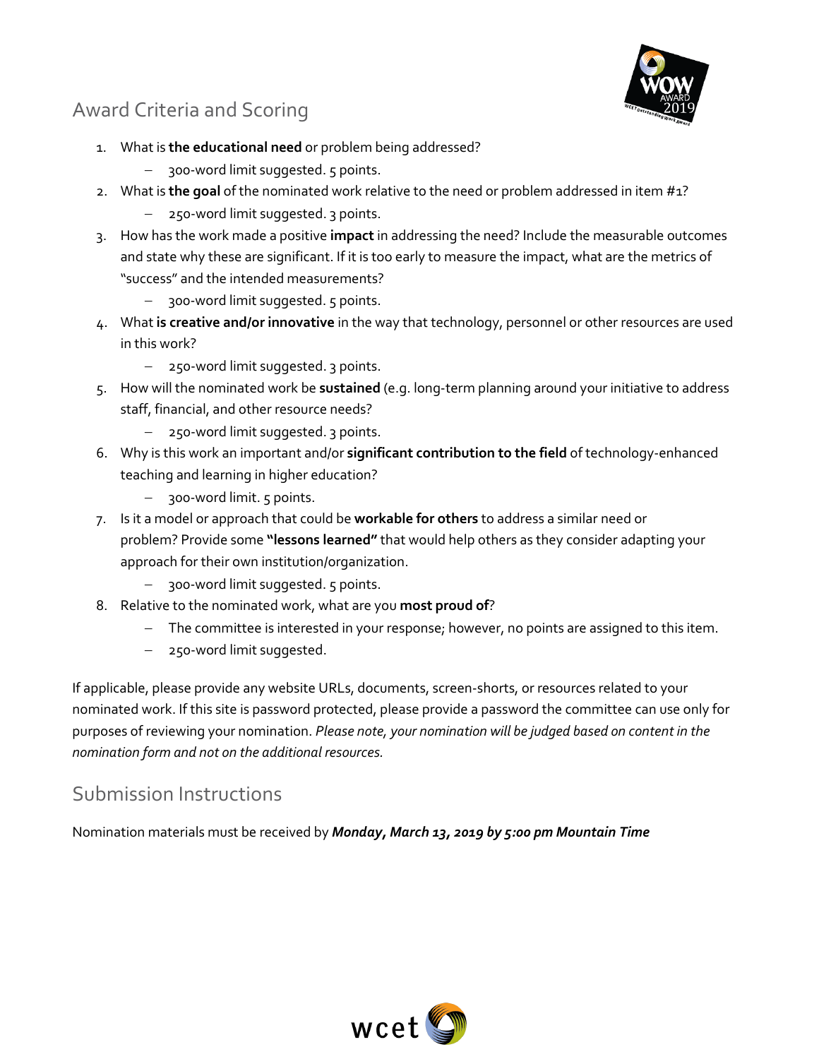## Award Criteria and Scoring

1. What is **the educational need** or problem being addressed?
   - 300-word limit suggested. 5 points.
2. What is **the goal** of the nominated work relative to the need or problem addressed in item #1?
   - 250-word limit suggested. 3 points.
3. How has the work made a positive **impact** in addressing the need? Include the measurable outcomes and state why these are significant. If it is too early to measure the impact, what are the metrics of "success" and the intended measurements?
   - 300-word limit suggested. 5 points.
4. What **is creative and/or innovative** in the way that technology, personnel or other resources are used in this work?
   - 250-word limit suggested. 3 points.
5. How will the nominated work be **sustained** (e.g. long-term planning around your initiative to address staff, financial, and other resource needs?
   - 250-word limit suggested. 3 points.
6. Why is this work an important and/or **significant contribution to the field** of technology-enhanced teaching and learning in higher education?
   - 300-word limit. 5 points.
7. Is it a model or approach that could be **workable for others** to address a similar need or problem? Provide some **"lessons learned"** that would help others as they consider adapting your approach for their own institution/organization.
   - 300-word limit suggested. 5 points.
8. Relative to the nominated work, what are you **most proud of**?
   - The committee is interested in your response; however, no points are assigned to this item.
   - 250-word limit suggested.

If applicable, please provide any website URLs, documents, screen-shorts, or resources related to your nominated work. If this site is password protected, please provide a password the committee can use only for purposes of reviewing your nomination. *Please note, your nomination will be judged based on content in the nomination form and not on the additional resources.*

## Submission Instructions

Nomination materials must be received by ***Monday, March 13, 2019 by 5:00 pm Mountain Time***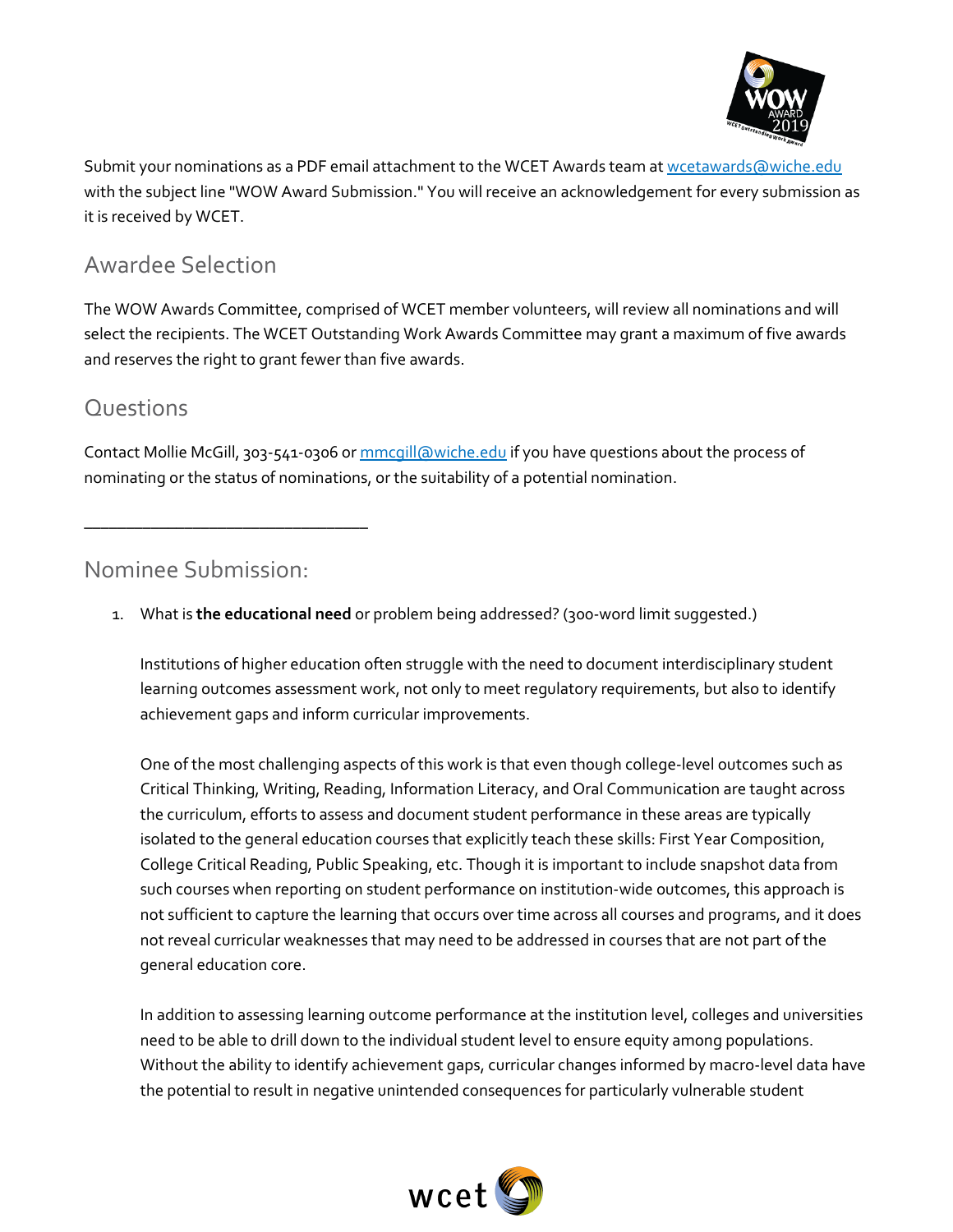Submit your nominations as a PDF email attachment to the WCET Awards team at wcetawards@wiche.edu with the subject line "WOW Award Submission." You will receive an acknowledgement for every submission as it is received by WCET.

## Awardee Selection

The WOW Awards Committee, comprised of WCET member volunteers, will review all nominations and will select the recipients. The WCET Outstanding Work Awards Committee may grant a maximum of five awards and reserves the right to grant fewer than five awards.

## Questions

Contact Mollie McGill, 303-541-0306 or mmcgill@wiche.edu if you have questions about the process of nominating or the status of nominations, or the suitability of a potential nomination.

---

## Nominee Submission:

1. What is **the educational need** or problem being addressed? (300-word limit suggested.)

   Institutions of higher education often struggle with the need to document interdisciplinary student learning outcomes assessment work, not only to meet regulatory requirements, but also to identify achievement gaps and inform curricular improvements.

   One of the most challenging aspects of this work is that even though college-level outcomes such as Critical Thinking, Writing, Reading, Information Literacy, and Oral Communication are taught across the curriculum, efforts to assess and document student performance in these areas are typically isolated to the general education courses that explicitly teach these skills: First Year Composition, College Critical Reading, Public Speaking, etc. Though it is important to include snapshot data from such courses when reporting on student performance on institution-wide outcomes, this approach is not sufficient to capture the learning that occurs over time across all courses and programs, and it does not reveal curricular weaknesses that may need to be addressed in courses that are not part of the general education core.

   In addition to assessing learning outcome performance at the institution level, colleges and universities need to be able to drill down to the individual student level to ensure equity among populations. Without the ability to identify achievement gaps, curricular changes informed by macro-level data have the potential to result in negative unintended consequences for particularly vulnerable student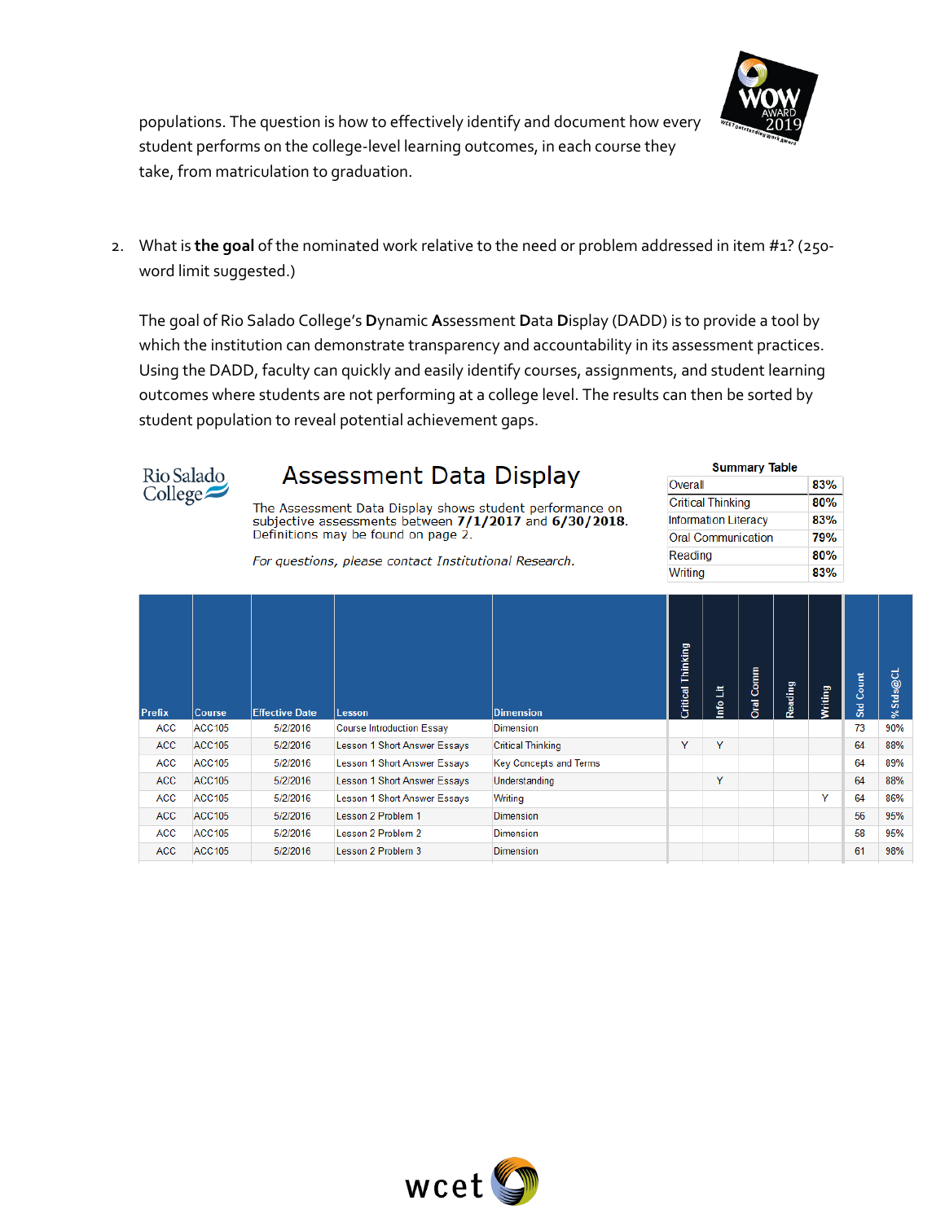populations. The question is how to effectively identify and document how every student performs on the college-level learning outcomes, in each course they take, from matriculation to graduation.

2. What is **the goal** of the nominated work relative to the need or problem addressed in item #1? (250-word limit suggested.)

   The goal of Rio Salado College's **D**ynamic **A**ssessment **D**ata **D**isplay (DADD) is to provide a tool by which the institution can demonstrate transparency and accountability in its assessment practices. Using the DADD, faculty can quickly and easily identify courses, assignments, and student learning outcomes where students are not performing at a college level. The results can then be sorted by student population to reveal potential achievement gaps.

Rio Salado College

## Assessment Data Display

The Assessment Data Display shows student performance on subjective assessments between **7/1/2017** and **6/30/2018**. Definitions may be found on page 2.

*For questions, please contact Institutional Research.*

**Summary Table**

| | |
|---|---|
| Overall | 83% |
| Critical Thinking | 80% |
| Information Literacy | 83% |
| Oral Communication | 79% |
| Reading | 80% |
| Writing | 83% |

| Prefix | Course | Effective Date | Lesson | Dimension | Critical Thinking | Info Lit | Oral Comm | Reading | Writing | Std Count | % Stds@CL |
|---|---|---|---|---|---|---|---|---|---|---|---|
| ACC | ACC105 | 5/2/2016 | Course Introduction Essay | Dimension | | | | | | 73 | 90% |
| ACC | ACC105 | 5/2/2016 | Lesson 1 Short Answer Essays | Critical Thinking | Y | Y | | | | 64 | 88% |
| ACC | ACC105 | 5/2/2016 | Lesson 1 Short Answer Essays | Key Concepts and Terms | | | | | | 64 | 89% |
| ACC | ACC105 | 5/2/2016 | Lesson 1 Short Answer Essays | Understanding | | Y | | | | 64 | 88% |
| ACC | ACC105 | 5/2/2016 | Lesson 1 Short Answer Essays | Writing | | | | | Y | 64 | 86% |
| ACC | ACC105 | 5/2/2016 | Lesson 2 Problem 1 | Dimension | | | | | | 56 | 95% |
| ACC | ACC105 | 5/2/2016 | Lesson 2 Problem 2 | Dimension | | | | | | 58 | 95% |
| ACC | ACC105 | 5/2/2016 | Lesson 2 Problem 3 | Dimension | | | | | | 61 | 98% |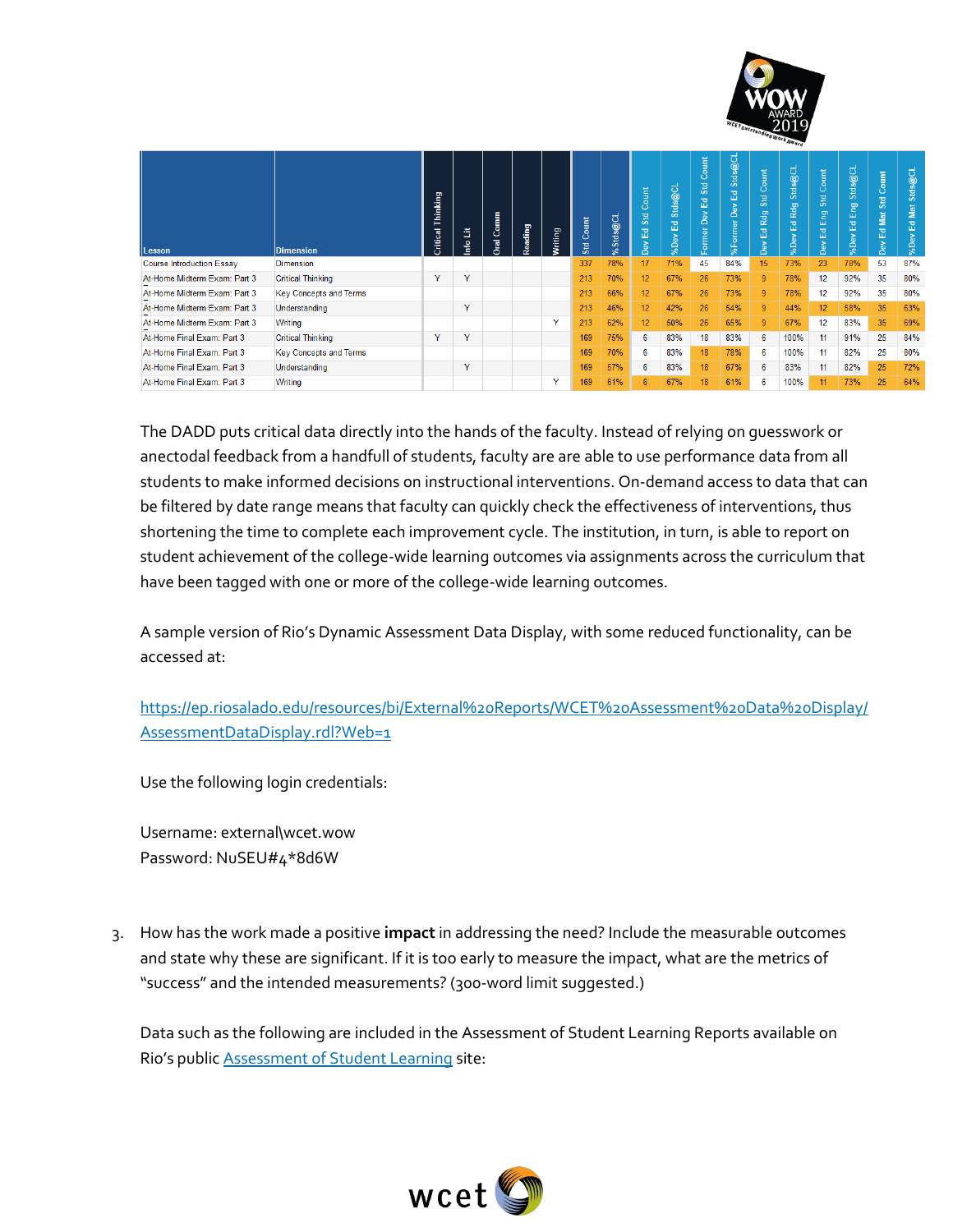| Lesson | Dimension | Critical Thinking | Info Lit | Oral Comm | Reading | Writing | Std Count | % Stds@CL | Dev Ed Std Count | %Dev Ed Stds@CL | Former Dev Ed Std Count | %Former Dev Ed Stds@CL | Dev Ed Rdg Std Count | %Dev Ed Rdg Stds@CL | Dev Ed Eng Std Count | %Dev Ed Eng Stds@CL | Dev Ed Mat Std Count | %Dev Ed Mat Stds@CL |
|---|---|---|---|---|---|---|---|---|---|---|---|---|---|---|---|---|---|---|
| Course Introduction Essay | Dimension | | | | | | 337 | 78% | 17 | 71% | 45 | 84% | 15 | 73% | 23 | 78% | 53 | 87% |
| At-Home Midterm Exam: Part 3 | Critical Thinking | Y | Y | | | | 213 | 70% | 12 | 67% | 26 | 73% | 9 | 78% | 12 | 92% | 35 | 80% |
| At-Home Midterm Exam: Part 3 | Key Concepts and Terms | | | | | | 213 | 66% | 12 | 67% | 26 | 73% | 9 | 78% | 12 | 92% | 35 | 80% |
| At-Home Midterm Exam: Part 3 | Understanding | | Y | | | | 213 | 46% | 12 | 42% | 26 | 54% | 9 | 44% | 12 | 58% | 35 | 63% |
| At-Home Midterm Exam: Part 3 | Writing | | | | | Y | 213 | 62% | 12 | 50% | 26 | 65% | 9 | 67% | 12 | 83% | 35 | 69% |
| At-Home Final Exam: Part 3 | Critical Thinking | Y | Y | | | | 169 | 75% | 6 | 83% | 18 | 83% | 6 | 100% | 11 | 91% | 25 | 84% |
| At-Home Final Exam: Part 3 | Key Concepts and Terms | | | | | | 169 | 70% | 6 | 83% | 18 | 78% | 6 | 100% | 11 | 82% | 25 | 80% |
| At-Home Final Exam: Part 3 | Understanding | | Y | | | | 169 | 57% | 6 | 83% | 18 | 67% | 6 | 83% | 11 | 82% | 25 | 72% |
| At-Home Final Exam: Part 3 | Writing | | | | | Y | 169 | 61% | 6 | 67% | 18 | 61% | 6 | 100% | 11 | 73% | 25 | 64% |

The DADD puts critical data directly into the hands of the faculty. Instead of relying on guesswork or anectodal feedback from a handfull of students, faculty are are able to use performance data from all students to make informed decisions on instructional interventions. On-demand access to data that can be filtered by date range means that faculty can quickly check the effectiveness of interventions, thus shortening the time to complete each improvement cycle. The institution, in turn, is able to report on student achievement of the college-wide learning outcomes via assignments across the curriculum that have been tagged with one or more of the college-wide learning outcomes.

A sample version of Rio's Dynamic Assessment Data Display, with some reduced functionality, can be accessed at:

https://ep.riosalado.edu/resources/bi/External%20Reports/WCET%20Assessment%20Data%20Display/AssessmentDataDisplay.rdl?Web=1

Use the following login credentials:

Username: external\wcet.wow
Password: NuSEU#4*8d6W

3. How has the work made a positive **impact** in addressing the need? Include the measurable outcomes and state why these are significant. If it is too early to measure the impact, what are the metrics of "success" and the intended measurements? (300-word limit suggested.)

   Data such as the following are included in the Assessment of Student Learning Reports available on Rio's public Assessment of Student Learning site: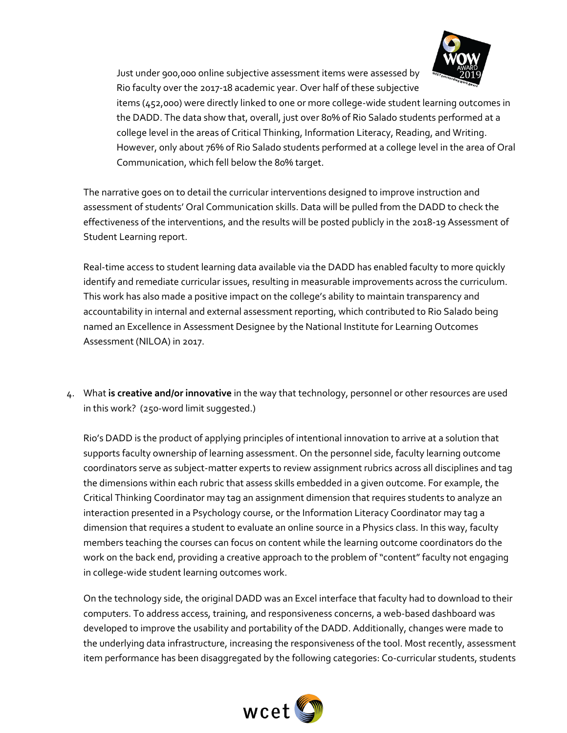Just under 900,000 online subjective assessment items were assessed by Rio faculty over the 2017-18 academic year. Over half of these subjective items (452,000) were directly linked to one or more college-wide student learning outcomes in the DADD. The data show that, overall, just over 80% of Rio Salado students performed at a college level in the areas of Critical Thinking, Information Literacy, Reading, and Writing. However, only about 76% of Rio Salado students performed at a college level in the area of Oral Communication, which fell below the 80% target.

The narrative goes on to detail the curricular interventions designed to improve instruction and assessment of students' Oral Communication skills. Data will be pulled from the DADD to check the effectiveness of the interventions, and the results will be posted publicly in the 2018-19 Assessment of Student Learning report.

Real-time access to student learning data available via the DADD has enabled faculty to more quickly identify and remediate curricular issues, resulting in measurable improvements across the curriculum. This work has also made a positive impact on the college's ability to maintain transparency and accountability in internal and external assessment reporting, which contributed to Rio Salado being named an Excellence in Assessment Designee by the National Institute for Learning Outcomes Assessment (NILOA) in 2017.

4. What **is creative and/or innovative** in the way that technology, personnel or other resources are used in this work? (250-word limit suggested.)

Rio's DADD is the product of applying principles of intentional innovation to arrive at a solution that supports faculty ownership of learning assessment. On the personnel side, faculty learning outcome coordinators serve as subject-matter experts to review assignment rubrics across all disciplines and tag the dimensions within each rubric that assess skills embedded in a given outcome. For example, the Critical Thinking Coordinator may tag an assignment dimension that requires students to analyze an interaction presented in a Psychology course, or the Information Literacy Coordinator may tag a dimension that requires a student to evaluate an online source in a Physics class. In this way, faculty members teaching the courses can focus on content while the learning outcome coordinators do the work on the back end, providing a creative approach to the problem of "content" faculty not engaging in college-wide student learning outcomes work.

On the technology side, the original DADD was an Excel interface that faculty had to download to their computers. To address access, training, and responsiveness concerns, a web-based dashboard was developed to improve the usability and portability of the DADD. Additionally, changes were made to the underlying data infrastructure, increasing the responsiveness of the tool. Most recently, assessment item performance has been disaggregated by the following categories: Co-curricular students, students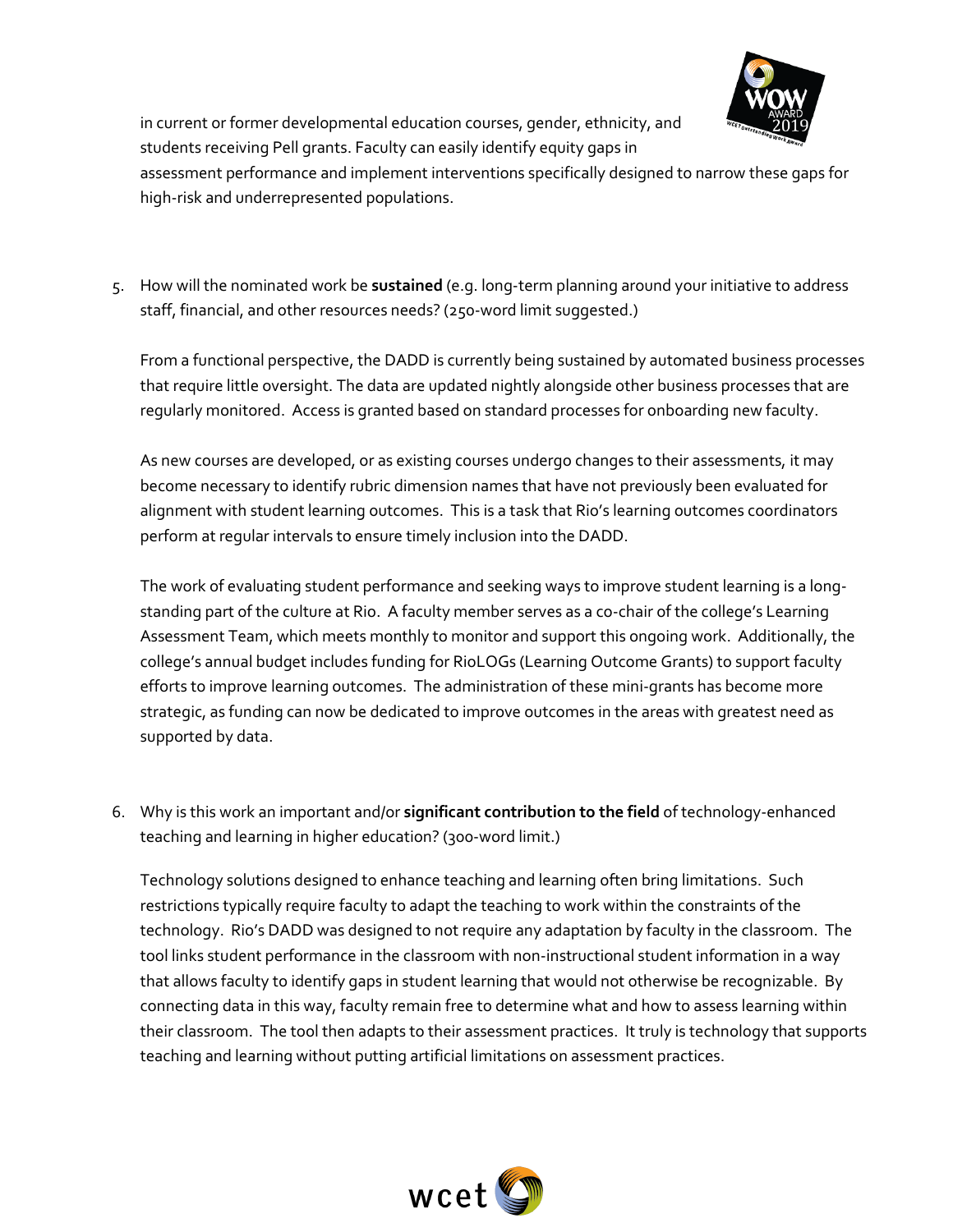in current or former developmental education courses, gender, ethnicity, and students receiving Pell grants. Faculty can easily identify equity gaps in assessment performance and implement interventions specifically designed to narrow these gaps for high-risk and underrepresented populations.

5. How will the nominated work be **sustained** (e.g. long-term planning around your initiative to address staff, financial, and other resources needs? (250-word limit suggested.)

   From a functional perspective, the DADD is currently being sustained by automated business processes that require little oversight. The data are updated nightly alongside other business processes that are regularly monitored. Access is granted based on standard processes for onboarding new faculty.

   As new courses are developed, or as existing courses undergo changes to their assessments, it may become necessary to identify rubric dimension names that have not previously been evaluated for alignment with student learning outcomes. This is a task that Rio's learning outcomes coordinators perform at regular intervals to ensure timely inclusion into the DADD.

   The work of evaluating student performance and seeking ways to improve student learning is a long-standing part of the culture at Rio. A faculty member serves as a co-chair of the college's Learning Assessment Team, which meets monthly to monitor and support this ongoing work. Additionally, the college's annual budget includes funding for RioLOGs (Learning Outcome Grants) to support faculty efforts to improve learning outcomes. The administration of these mini-grants has become more strategic, as funding can now be dedicated to improve outcomes in the areas with greatest need as supported by data.

6. Why is this work an important and/or **significant contribution to the field** of technology-enhanced teaching and learning in higher education? (300-word limit.)

   Technology solutions designed to enhance teaching and learning often bring limitations. Such restrictions typically require faculty to adapt the teaching to work within the constraints of the technology. Rio's DADD was designed to not require any adaptation by faculty in the classroom. The tool links student performance in the classroom with non-instructional student information in a way that allows faculty to identify gaps in student learning that would not otherwise be recognizable. By connecting data in this way, faculty remain free to determine what and how to assess learning within their classroom. The tool then adapts to their assessment practices. It truly is technology that supports teaching and learning without putting artificial limitations on assessment practices.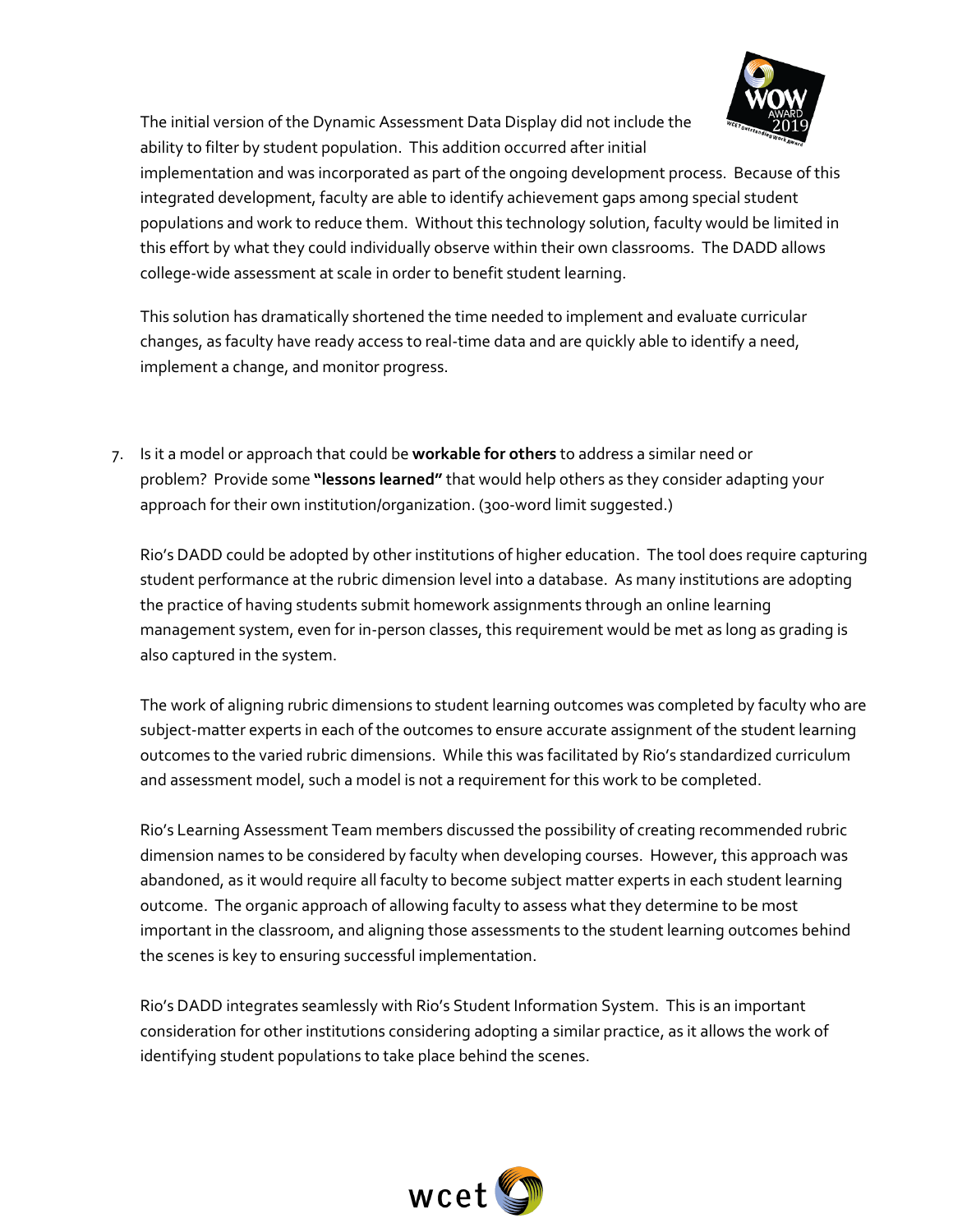The initial version of the Dynamic Assessment Data Display did not include the ability to filter by student population. This addition occurred after initial implementation and was incorporated as part of the ongoing development process. Because of this integrated development, faculty are able to identify achievement gaps among special student populations and work to reduce them. Without this technology solution, faculty would be limited in this effort by what they could individually observe within their own classrooms. The DADD allows college-wide assessment at scale in order to benefit student learning.

This solution has dramatically shortened the time needed to implement and evaluate curricular changes, as faculty have ready access to real-time data and are quickly able to identify a need, implement a change, and monitor progress.

7. Is it a model or approach that could be **workable for others** to address a similar need or problem? Provide some **"lessons learned"** that would help others as they consider adapting your approach for their own institution/organization. (300-word limit suggested.)

   Rio's DADD could be adopted by other institutions of higher education. The tool does require capturing student performance at the rubric dimension level into a database. As many institutions are adopting the practice of having students submit homework assignments through an online learning management system, even for in-person classes, this requirement would be met as long as grading is also captured in the system.

   The work of aligning rubric dimensions to student learning outcomes was completed by faculty who are subject-matter experts in each of the outcomes to ensure accurate assignment of the student learning outcomes to the varied rubric dimensions. While this was facilitated by Rio's standardized curriculum and assessment model, such a model is not a requirement for this work to be completed.

   Rio's Learning Assessment Team members discussed the possibility of creating recommended rubric dimension names to be considered by faculty when developing courses. However, this approach was abandoned, as it would require all faculty to become subject matter experts in each student learning outcome. The organic approach of allowing faculty to assess what they determine to be most important in the classroom, and aligning those assessments to the student learning outcomes behind the scenes is key to ensuring successful implementation.

   Rio's DADD integrates seamlessly with Rio's Student Information System. This is an important consideration for other institutions considering adopting a similar practice, as it allows the work of identifying student populations to take place behind the scenes.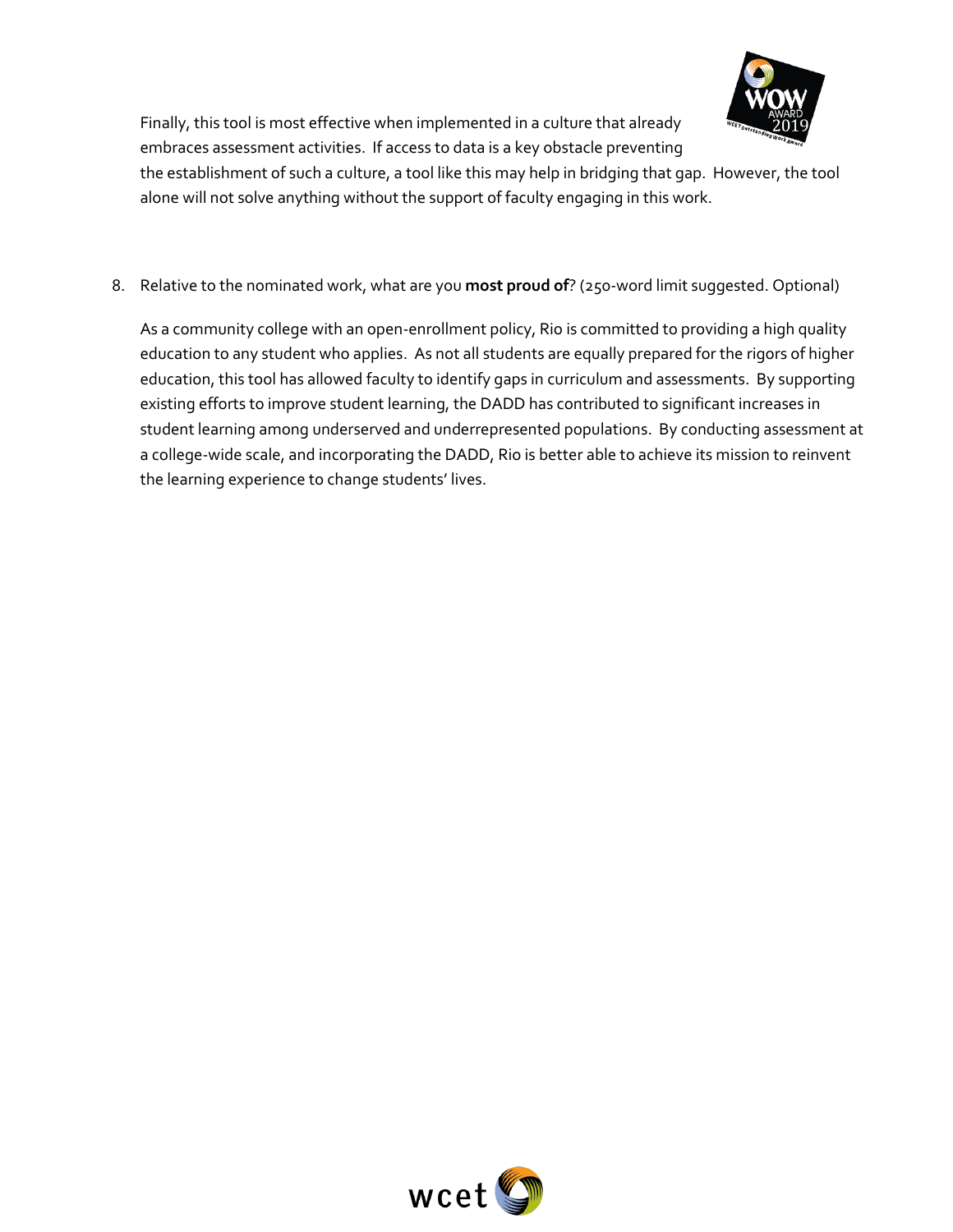Finally, this tool is most effective when implemented in a culture that already embraces assessment activities. If access to data is a key obstacle preventing the establishment of such a culture, a tool like this may help in bridging that gap. However, the tool alone will not solve anything without the support of faculty engaging in this work.

8. Relative to the nominated work, what are you **most proud of**? (250-word limit suggested. Optional)

   As a community college with an open-enrollment policy, Rio is committed to providing a high quality education to any student who applies. As not all students are equally prepared for the rigors of higher education, this tool has allowed faculty to identify gaps in curriculum and assessments. By supporting existing efforts to improve student learning, the DADD has contributed to significant increases in student learning among underserved and underrepresented populations. By conducting assessment at a college-wide scale, and incorporating the DADD, Rio is better able to achieve its mission to reinvent the learning experience to change students' lives.